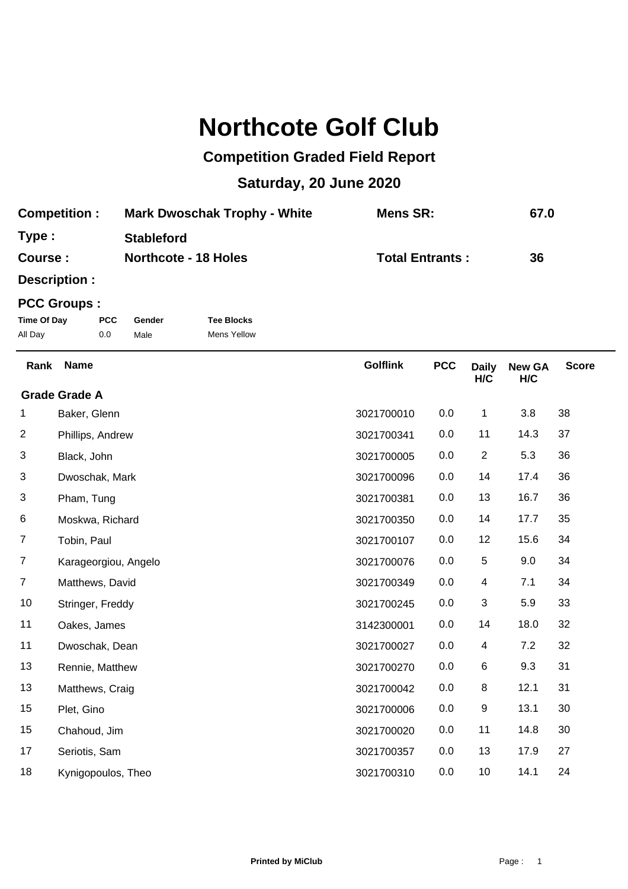# Northcote Golf Club

## Competition Graded Field Report

## Saturday, 20 June 2020

| | | | |
|---|---|---|---|
| **Competition :** | **Mark Dwoschak Trophy - White** | **Mens SR:** | **67.0** |
| **Type :** | **Stableford** | | |
| **Course :** | **Northcote - 18 Holes** | **Total Entrants :** | **36** |
| **Description :** | | | |

**PCC Groups :**

| Time Of Day | PCC | Gender | Tee Blocks |
|---|---|---|---|
| All Day | 0.0 | Male | Mens Yellow |

| Rank | Name | Golflink | PCC | Daily H/C | New GA H/C | Score |
|---|---|---|---|---|---|---|
| **Grade Grade A** | | | | | | |
| 1 | Baker, Glenn | 3021700010 | 0.0 | 1 | 3.8 | 38 |
| 2 | Phillips, Andrew | 3021700341 | 0.0 | 11 | 14.3 | 37 |
| 3 | Black, John | 3021700005 | 0.0 | 2 | 5.3 | 36 |
| 3 | Dwoschak, Mark | 3021700096 | 0.0 | 14 | 17.4 | 36 |
| 3 | Pham, Tung | 3021700381 | 0.0 | 13 | 16.7 | 36 |
| 6 | Moskwa, Richard | 3021700350 | 0.0 | 14 | 17.7 | 35 |
| 7 | Tobin, Paul | 3021700107 | 0.0 | 12 | 15.6 | 34 |
| 7 | Karageorgiou, Angelo | 3021700076 | 0.0 | 5 | 9.0 | 34 |
| 7 | Matthews, David | 3021700349 | 0.0 | 4 | 7.1 | 34 |
| 10 | Stringer, Freddy | 3021700245 | 0.0 | 3 | 5.9 | 33 |
| 11 | Oakes, James | 3142300001 | 0.0 | 14 | 18.0 | 32 |
| 11 | Dwoschak, Dean | 3021700027 | 0.0 | 4 | 7.2 | 32 |
| 13 | Rennie, Matthew | 3021700270 | 0.0 | 6 | 9.3 | 31 |
| 13 | Matthews, Craig | 3021700042 | 0.0 | 8 | 12.1 | 31 |
| 15 | Plet, Gino | 3021700006 | 0.0 | 9 | 13.1 | 30 |
| 15 | Chahoud, Jim | 3021700020 | 0.0 | 11 | 14.8 | 30 |
| 17 | Seriotis, Sam | 3021700357 | 0.0 | 13 | 17.9 | 27 |
| 18 | Kynigopoulos, Theo | 3021700310 | 0.0 | 10 | 14.1 | 24 |

**Printed by MiClub**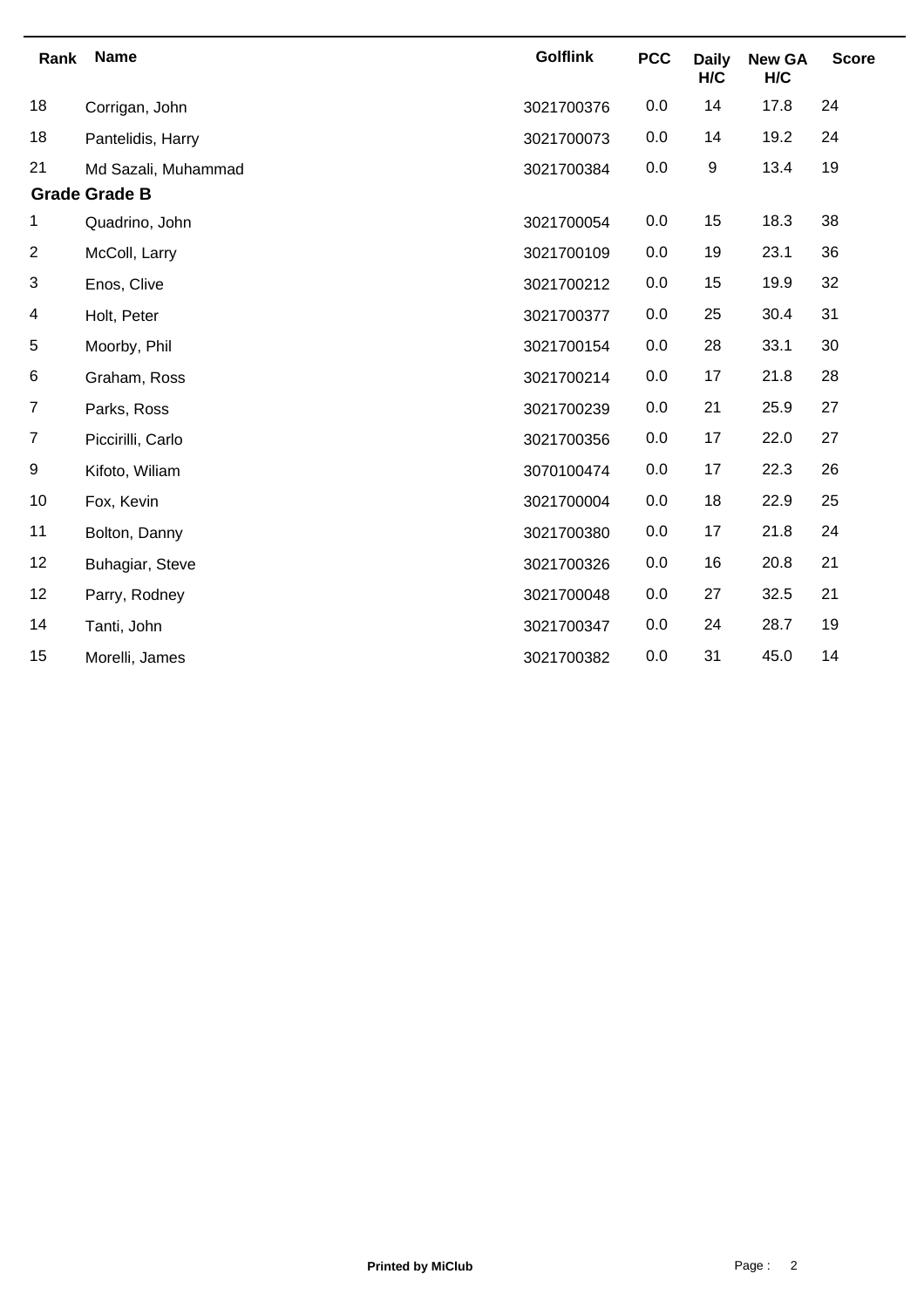| Rank | Name | Golflink | PCC | Daily H/C | New GA H/C | Score |
|---|---|---|---|---|---|---|
| 18 | Corrigan, John | 3021700376 | 0.0 | 14 | 17.8 | 24 |
| 18 | Pantelidis, Harry | 3021700073 | 0.0 | 14 | 19.2 | 24 |
| 21 | Md Sazali, Muhammad | 3021700384 | 0.0 | 9 | 13.4 | 19 |
| **Grade Grade B** | | | | | | |
| 1 | Quadrino, John | 3021700054 | 0.0 | 15 | 18.3 | 38 |
| 2 | McColl, Larry | 3021700109 | 0.0 | 19 | 23.1 | 36 |
| 3 | Enos, Clive | 3021700212 | 0.0 | 15 | 19.9 | 32 |
| 4 | Holt, Peter | 3021700377 | 0.0 | 25 | 30.4 | 31 |
| 5 | Moorby, Phil | 3021700154 | 0.0 | 28 | 33.1 | 30 |
| 6 | Graham, Ross | 3021700214 | 0.0 | 17 | 21.8 | 28 |
| 7 | Parks, Ross | 3021700239 | 0.0 | 21 | 25.9 | 27 |
| 7 | Piccirilli, Carlo | 3021700356 | 0.0 | 17 | 22.0 | 27 |
| 9 | Kifoto, Wiliam | 3070100474 | 0.0 | 17 | 22.3 | 26 |
| 10 | Fox, Kevin | 3021700004 | 0.0 | 18 | 22.9 | 25 |
| 11 | Bolton, Danny | 3021700380 | 0.0 | 17 | 21.8 | 24 |
| 12 | Buhagiar, Steve | 3021700326 | 0.0 | 16 | 20.8 | 21 |
| 12 | Parry, Rodney | 3021700048 | 0.0 | 27 | 32.5 | 21 |
| 14 | Tanti, John | 3021700347 | 0.0 | 24 | 28.7 | 19 |
| 15 | Morelli, James | 3021700382 | 0.0 | 31 | 45.0 | 14 |

**Printed by MiClub**